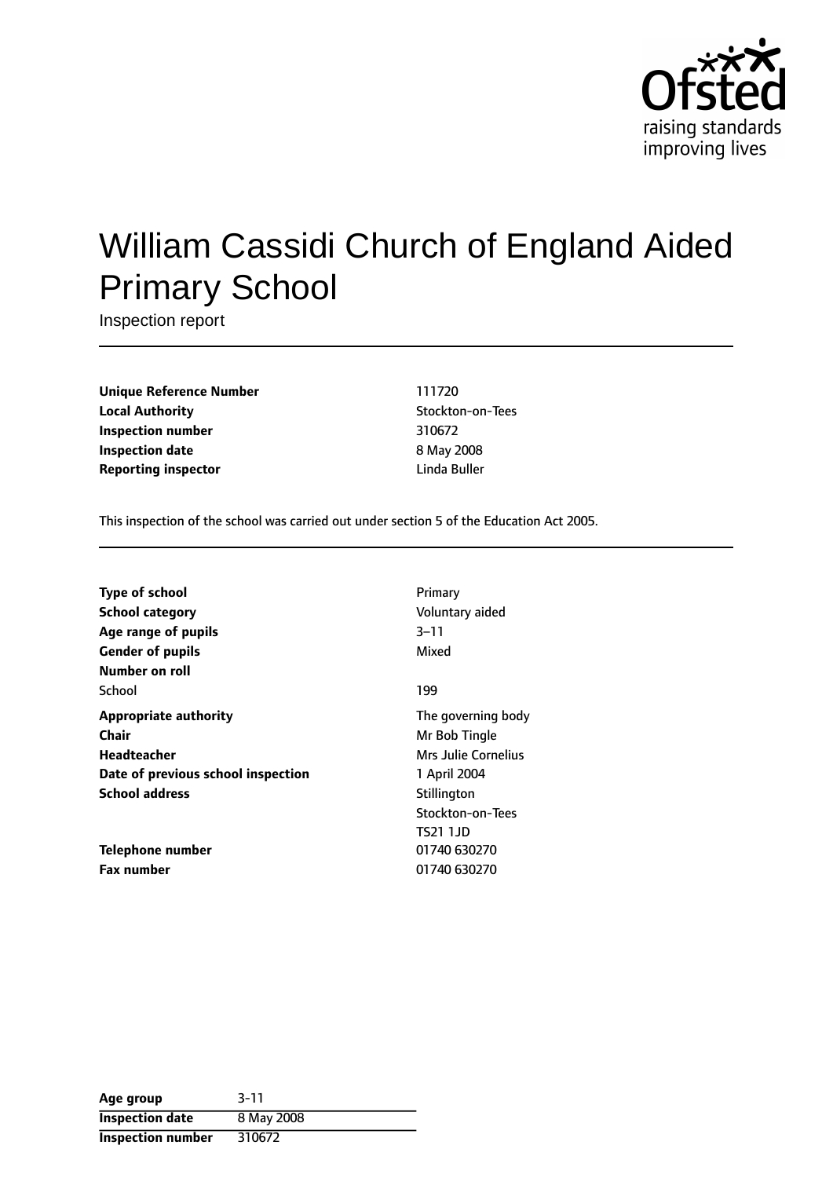# William Cassidi Church of England Aided Primary School

Inspection report

| | |
|---|---|
| **Unique Reference Number** | 111720 |
| **Local Authority** | Stockton-on-Tees |
| **Inspection number** | 310672 |
| **Inspection date** | 8 May 2008 |
| **Reporting inspector** | Linda Buller |

This inspection of the school was carried out under section 5 of the Education Act 2005.

| | |
|---|---|
| **Type of school** | Primary |
| **School category** | Voluntary aided |
| **Age range of pupils** | 3–11 |
| **Gender of pupils** | Mixed |
| **Number on roll** | |
| School | 199 |
| **Appropriate authority** | The governing body |
| **Chair** | Mr Bob Tingle |
| **Headteacher** | Mrs Julie Cornelius |
| **Date of previous school inspection** | 1 April 2004 |
| **School address** | Stillington<br>Stockton-on-Tees<br>TS21 1JD |
| **Telephone number** | 01740 630270 |
| **Fax number** | 01740 630270 |

| | |
|---|---|
| **Age group** | 3-11 |
| **Inspection date** | 8 May 2008 |
| **Inspection number** | 310672 |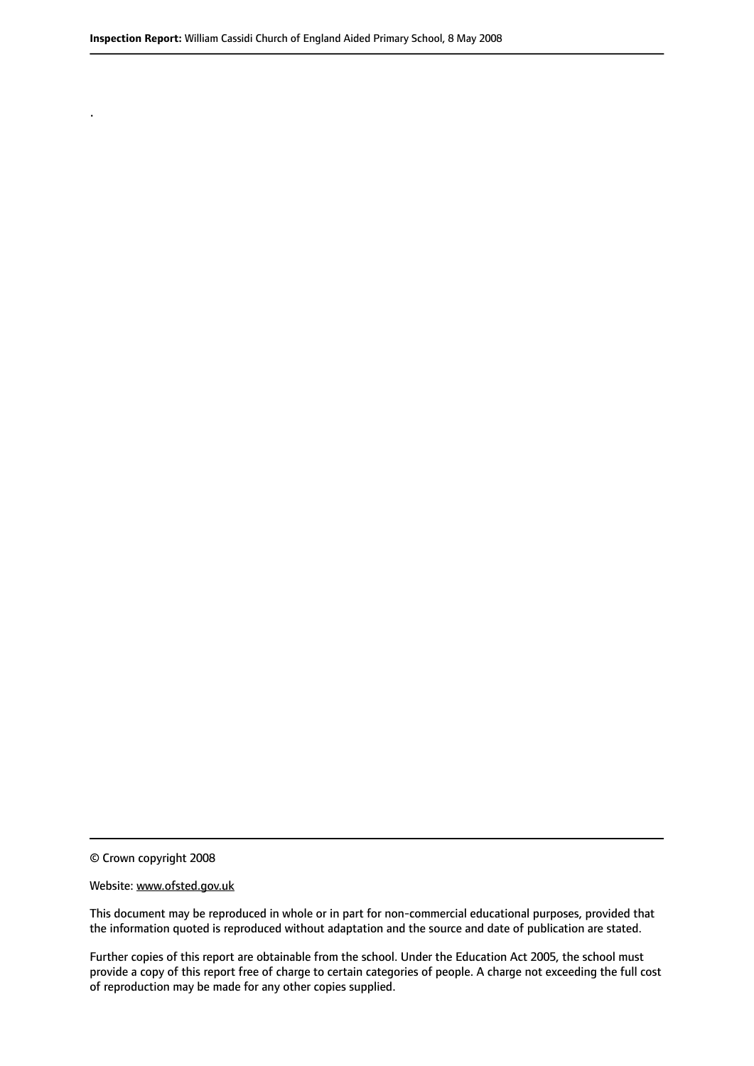.

© Crown copyright 2008

Website: www.ofsted.gov.uk

This document may be reproduced in whole or in part for non-commercial educational purposes, provided that the information quoted is reproduced without adaptation and the source and date of publication are stated.

Further copies of this report are obtainable from the school. Under the Education Act 2005, the school must provide a copy of this report free of charge to certain categories of people. A charge not exceeding the full cost of reproduction may be made for any other copies supplied.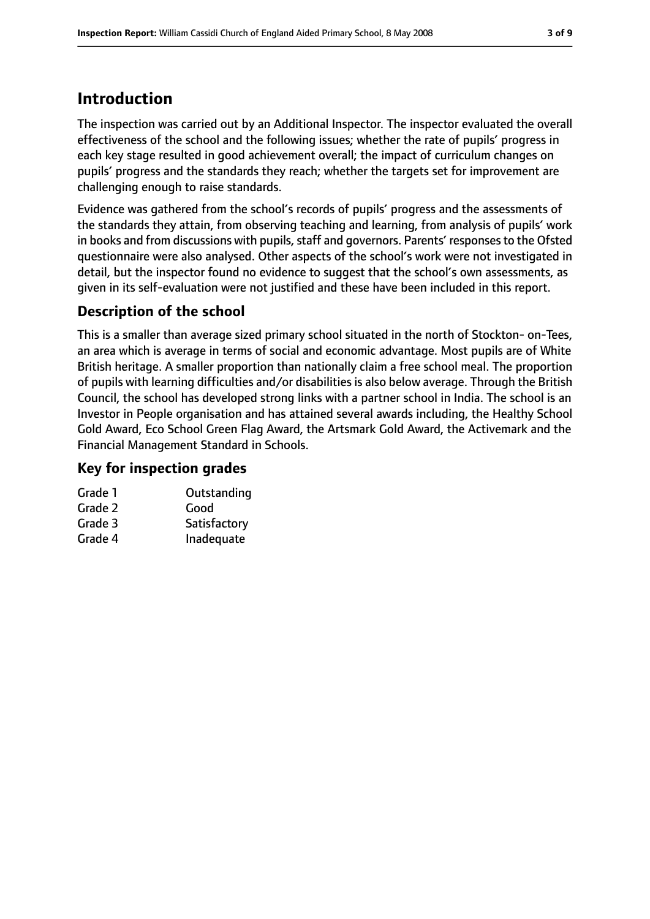# Introduction

The inspection was carried out by an Additional Inspector. The inspector evaluated the overall effectiveness of the school and the following issues; whether the rate of pupils' progress in each key stage resulted in good achievement overall; the impact of curriculum changes on pupils' progress and the standards they reach; whether the targets set for improvement are challenging enough to raise standards.

Evidence was gathered from the school's records of pupils' progress and the assessments of the standards they attain, from observing teaching and learning, from analysis of pupils' work in books and from discussions with pupils, staff and governors. Parents' responses to the Ofsted questionnaire were also analysed. Other aspects of the school's work were not investigated in detail, but the inspector found no evidence to suggest that the school's own assessments, as given in its self-evaluation were not justified and these have been included in this report.

## Description of the school

This is a smaller than average sized primary school situated in the north of Stockton- on-Tees, an area which is average in terms of social and economic advantage. Most pupils are of White British heritage. A smaller proportion than nationally claim a free school meal. The proportion of pupils with learning difficulties and/or disabilities is also below average. Through the British Council, the school has developed strong links with a partner school in India. The school is an Investor in People organisation and has attained several awards including, the Healthy School Gold Award, Eco School Green Flag Award, the Artsmark Gold Award, the Activemark and the Financial Management Standard in Schools.

## Key for inspection grades

| | |
|---|---|
| Grade 1 | Outstanding |
| Grade 2 | Good |
| Grade 3 | Satisfactory |
| Grade 4 | Inadequate |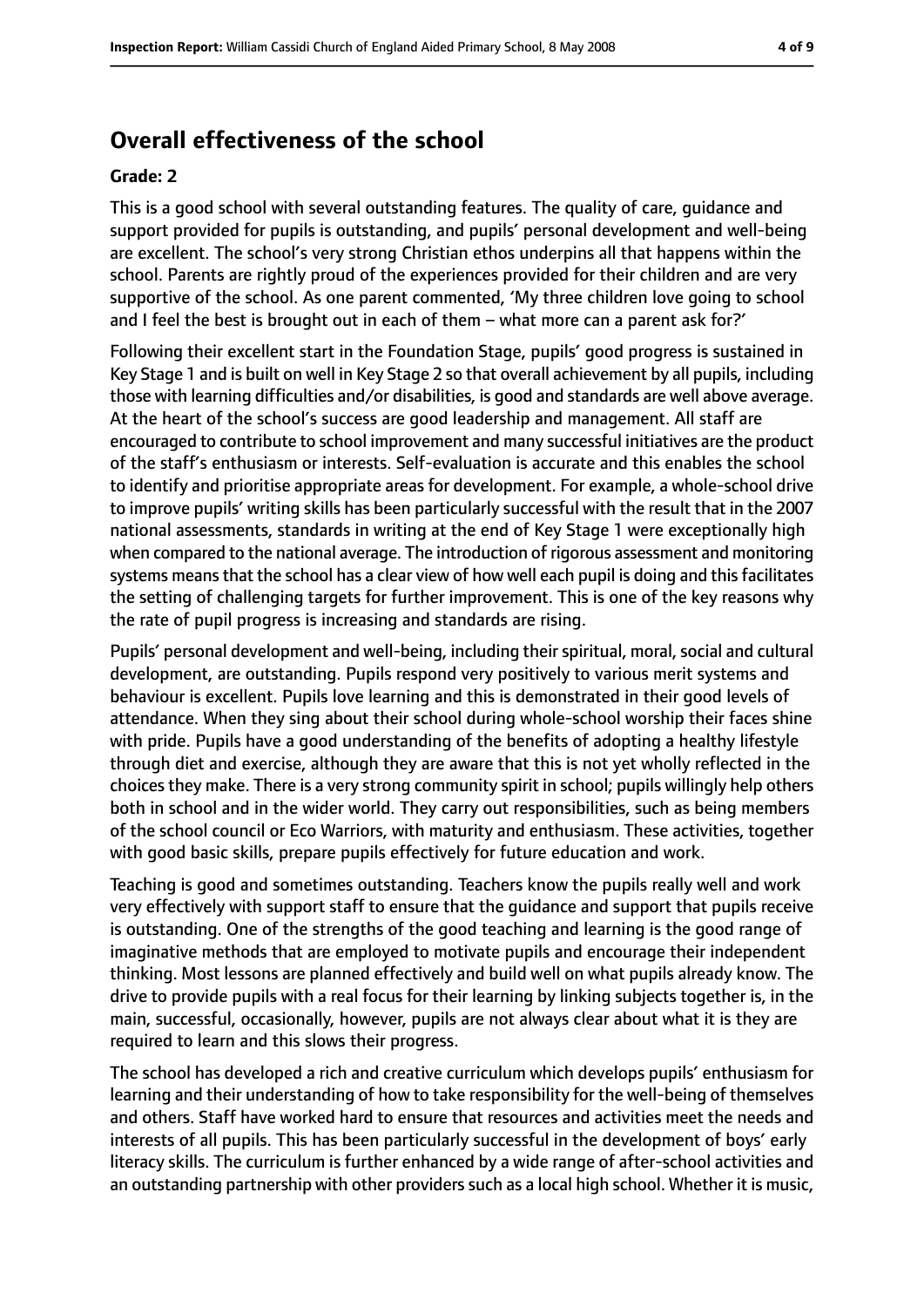## Overall effectiveness of the school

### Grade: 2

This is a good school with several outstanding features. The quality of care, guidance and support provided for pupils is outstanding, and pupils' personal development and well-being are excellent. The school's very strong Christian ethos underpins all that happens within the school. Parents are rightly proud of the experiences provided for their children and are very supportive of the school. As one parent commented, 'My three children love going to school and I feel the best is brought out in each of them – what more can a parent ask for?'

Following their excellent start in the Foundation Stage, pupils' good progress is sustained in Key Stage 1 and is built on well in Key Stage 2 so that overall achievement by all pupils, including those with learning difficulties and/or disabilities, is good and standards are well above average. At the heart of the school's success are good leadership and management. All staff are encouraged to contribute to school improvement and many successful initiatives are the product of the staff's enthusiasm or interests. Self-evaluation is accurate and this enables the school to identify and prioritise appropriate areas for development. For example, a whole-school drive to improve pupils' writing skills has been particularly successful with the result that in the 2007 national assessments, standards in writing at the end of Key Stage 1 were exceptionally high when compared to the national average. The introduction of rigorous assessment and monitoring systems means that the school has a clear view of how well each pupil is doing and this facilitates the setting of challenging targets for further improvement. This is one of the key reasons why the rate of pupil progress is increasing and standards are rising.

Pupils' personal development and well-being, including their spiritual, moral, social and cultural development, are outstanding. Pupils respond very positively to various merit systems and behaviour is excellent. Pupils love learning and this is demonstrated in their good levels of attendance. When they sing about their school during whole-school worship their faces shine with pride. Pupils have a good understanding of the benefits of adopting a healthy lifestyle through diet and exercise, although they are aware that this is not yet wholly reflected in the choices they make. There is a very strong community spirit in school; pupils willingly help others both in school and in the wider world. They carry out responsibilities, such as being members of the school council or Eco Warriors, with maturity and enthusiasm. These activities, together with good basic skills, prepare pupils effectively for future education and work.

Teaching is good and sometimes outstanding. Teachers know the pupils really well and work very effectively with support staff to ensure that the guidance and support that pupils receive is outstanding. One of the strengths of the good teaching and learning is the good range of imaginative methods that are employed to motivate pupils and encourage their independent thinking. Most lessons are planned effectively and build well on what pupils already know. The drive to provide pupils with a real focus for their learning by linking subjects together is, in the main, successful, occasionally, however, pupils are not always clear about what it is they are required to learn and this slows their progress.

The school has developed a rich and creative curriculum which develops pupils' enthusiasm for learning and their understanding of how to take responsibility for the well-being of themselves and others. Staff have worked hard to ensure that resources and activities meet the needs and interests of all pupils. This has been particularly successful in the development of boys' early literacy skills. The curriculum is further enhanced by a wide range of after-school activities and an outstanding partnership with other providers such as a local high school. Whether it is music,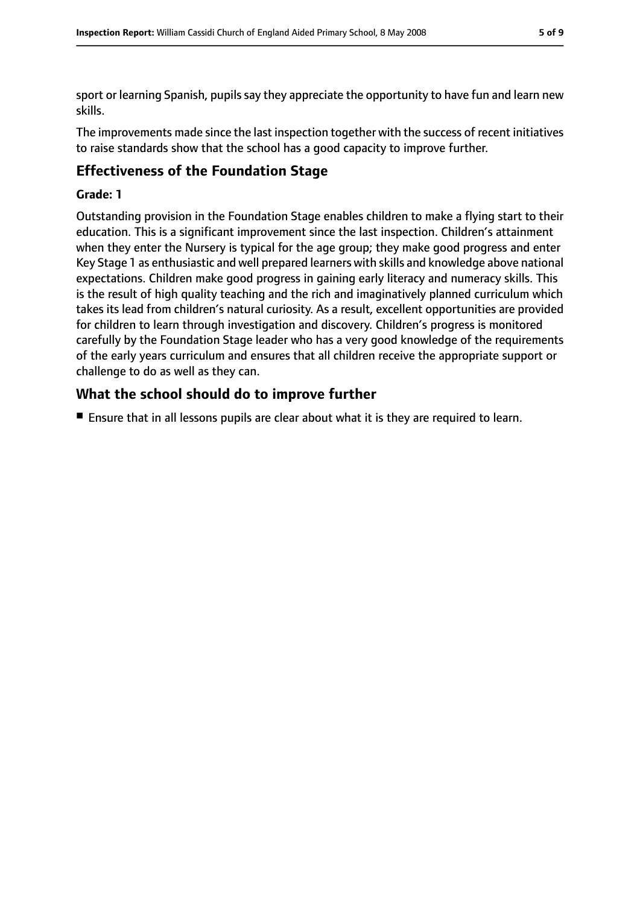sport or learning Spanish, pupils say they appreciate the opportunity to have fun and learn new skills.

The improvements made since the last inspection together with the success of recent initiatives to raise standards show that the school has a good capacity to improve further.

## Effectiveness of the Foundation Stage

**Grade: 1**

Outstanding provision in the Foundation Stage enables children to make a flying start to their education. This is a significant improvement since the last inspection. Children's attainment when they enter the Nursery is typical for the age group; they make good progress and enter Key Stage 1 as enthusiastic and well prepared learners with skills and knowledge above national expectations. Children make good progress in gaining early literacy and numeracy skills. This is the result of high quality teaching and the rich and imaginatively planned curriculum which takes its lead from children's natural curiosity. As a result, excellent opportunities are provided for children to learn through investigation and discovery. Children's progress is monitored carefully by the Foundation Stage leader who has a very good knowledge of the requirements of the early years curriculum and ensures that all children receive the appropriate support or challenge to do as well as they can.

## What the school should do to improve further

- Ensure that in all lessons pupils are clear about what it is they are required to learn.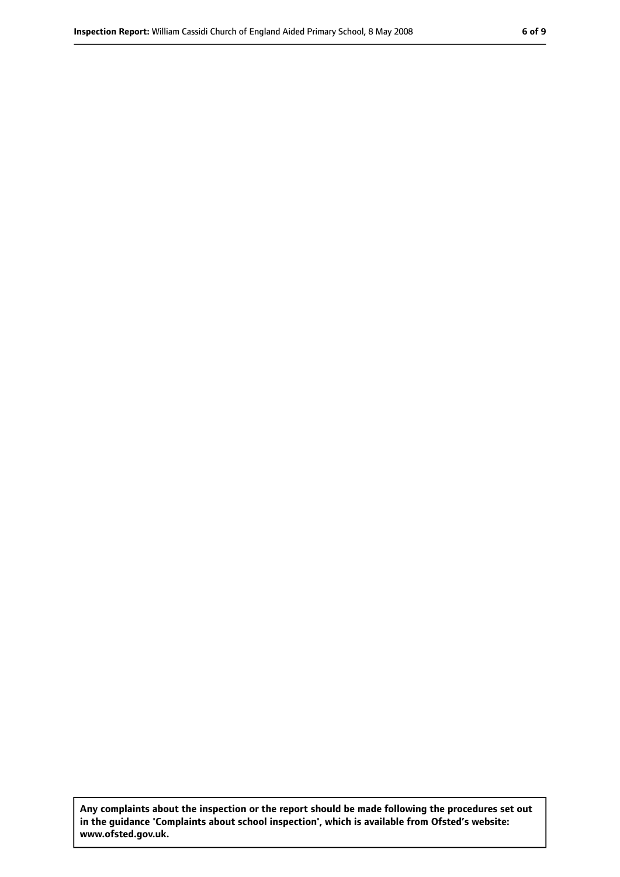**Any complaints about the inspection or the report should be made following the procedures set out in the guidance 'Complaints about school inspection', which is available from Ofsted's website: www.ofsted.gov.uk.**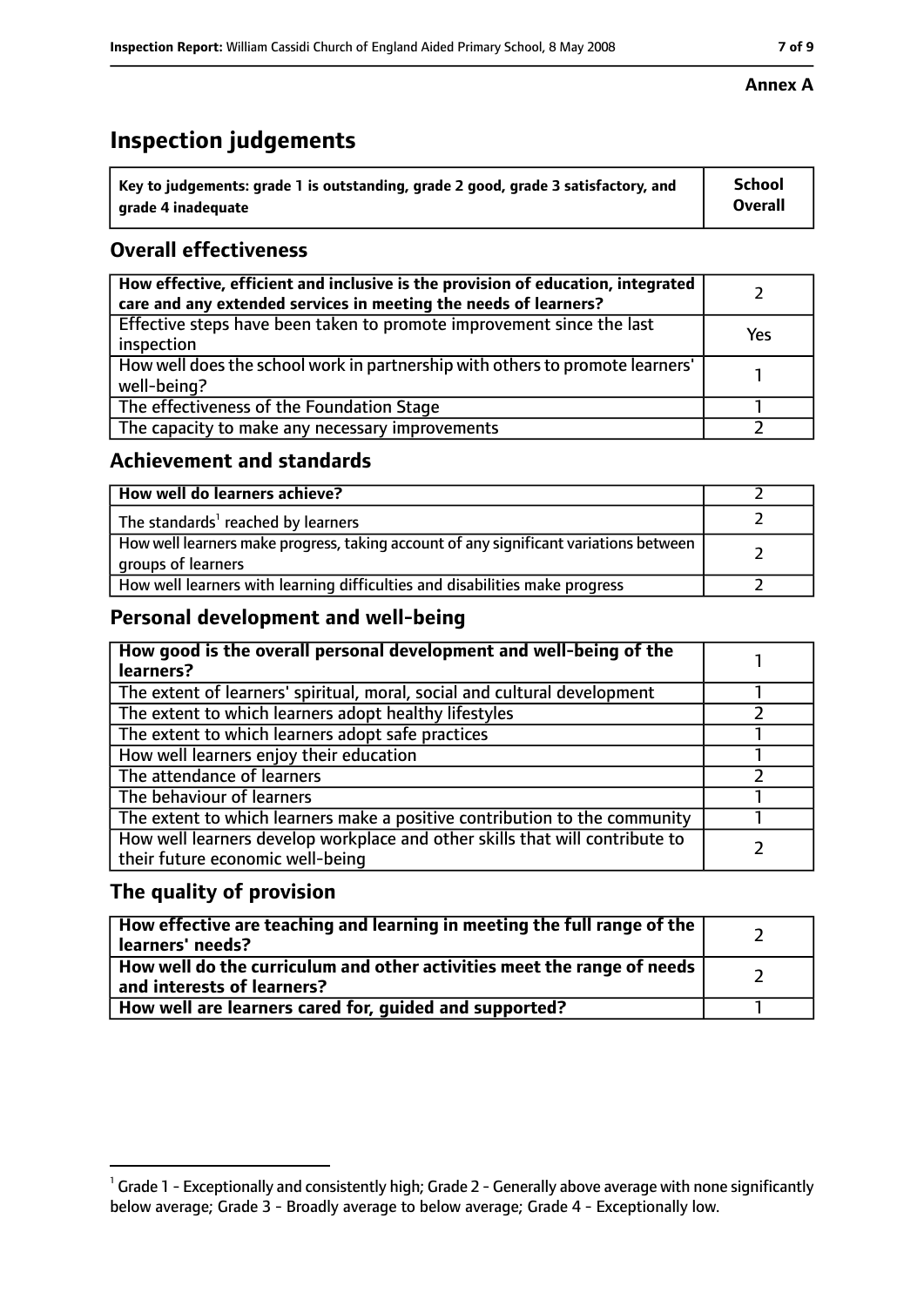**Annex A**

# Inspection judgements

| Key to judgements: grade 1 is outstanding, grade 2 good, grade 3 satisfactory, and grade 4 inadequate | School Overall |
|---|---|

## Overall effectiveness

| | |
|---|---|
| **How effective, efficient and inclusive is the provision of education, integrated care and any extended services in meeting the needs of learners?** | 2 |
| Effective steps have been taken to promote improvement since the last inspection | Yes |
| How well does the school work in partnership with others to promote learners' well-being? | 1 |
| The effectiveness of the Foundation Stage | 1 |
| The capacity to make any necessary improvements | 2 |

## Achievement and standards

| | |
|---|---|
| **How well do learners achieve?** | 2 |
| The standards[1] reached by learners | 2 |
| How well learners make progress, taking account of any significant variations between groups of learners | 2 |
| How well learners with learning difficulties and disabilities make progress | 2 |

## Personal development and well-being

| | |
|---|---|
| **How good is the overall personal development and well-being of the learners?** | 1 |
| The extent of learners' spiritual, moral, social and cultural development | 1 |
| The extent to which learners adopt healthy lifestyles | 2 |
| The extent to which learners adopt safe practices | 1 |
| How well learners enjoy their education | 1 |
| The attendance of learners | 2 |
| The behaviour of learners | 1 |
| The extent to which learners make a positive contribution to the community | 1 |
| How well learners develop workplace and other skills that will contribute to their future economic well-being | 2 |

## The quality of provision

| | |
|---|---|
| **How effective are teaching and learning in meeting the full range of the learners' needs?** | 2 |
| **How well do the curriculum and other activities meet the range of needs and interests of learners?** | 2 |
| **How well are learners cared for, guided and supported?** | 1 |

[1] Grade 1 - Exceptionally and consistently high; Grade 2 - Generally above average with none significantly below average; Grade 3 - Broadly average to below average; Grade 4 - Exceptionally low.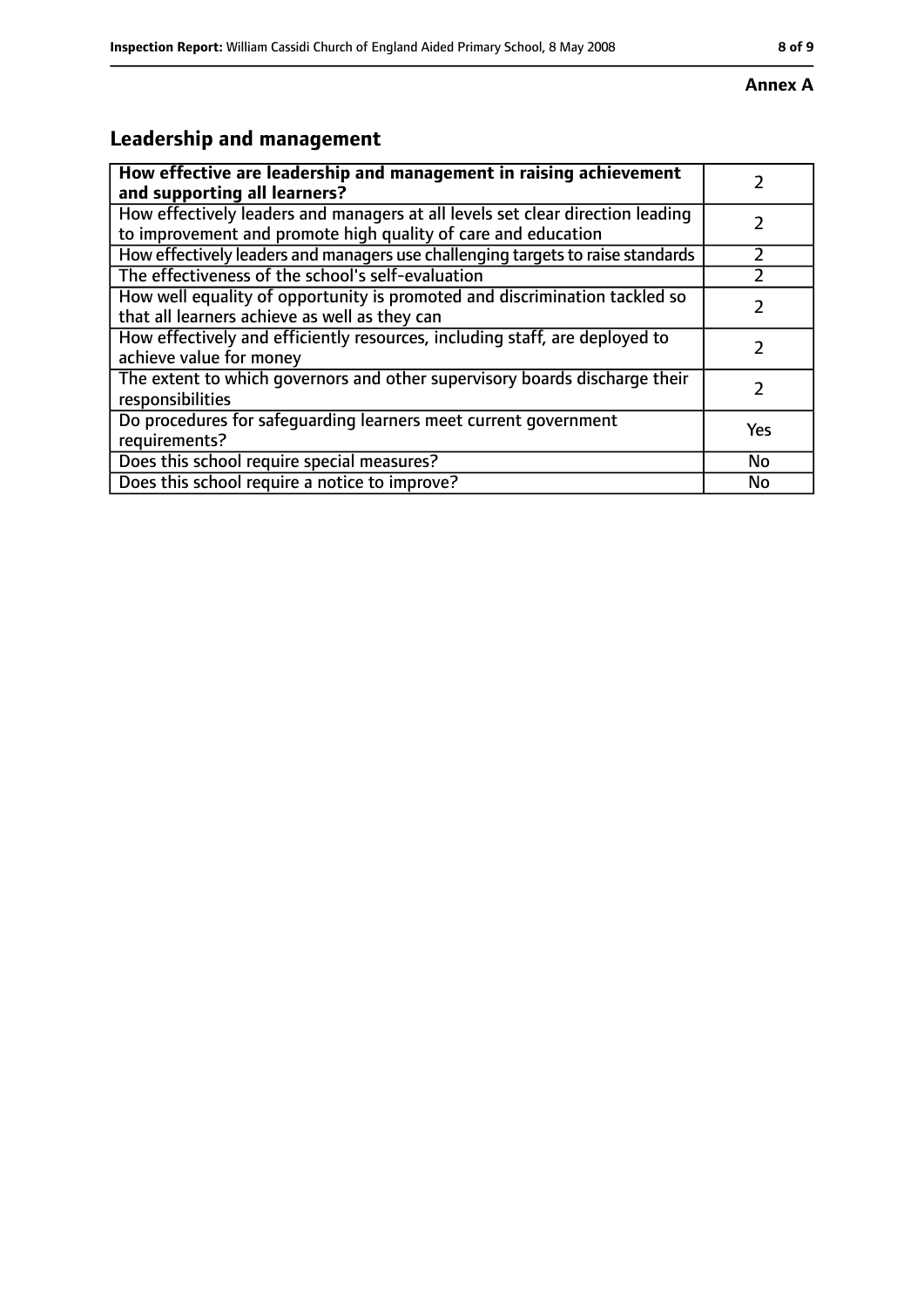**Annex A**

## Leadership and management

| How effective are leadership and management in raising achievement and supporting all learners? | 2 |
|---|---|
| How effectively leaders and managers at all levels set clear direction leading to improvement and promote high quality of care and education | 2 |
| How effectively leaders and managers use challenging targets to raise standards | 2 |
| The effectiveness of the school's self-evaluation | 2 |
| How well equality of opportunity is promoted and discrimination tackled so that all learners achieve as well as they can | 2 |
| How effectively and efficiently resources, including staff, are deployed to achieve value for money | 2 |
| The extent to which governors and other supervisory boards discharge their responsibilities | 2 |
| Do procedures for safeguarding learners meet current government requirements? | Yes |
| Does this school require special measures? | No |
| Does this school require a notice to improve? | No |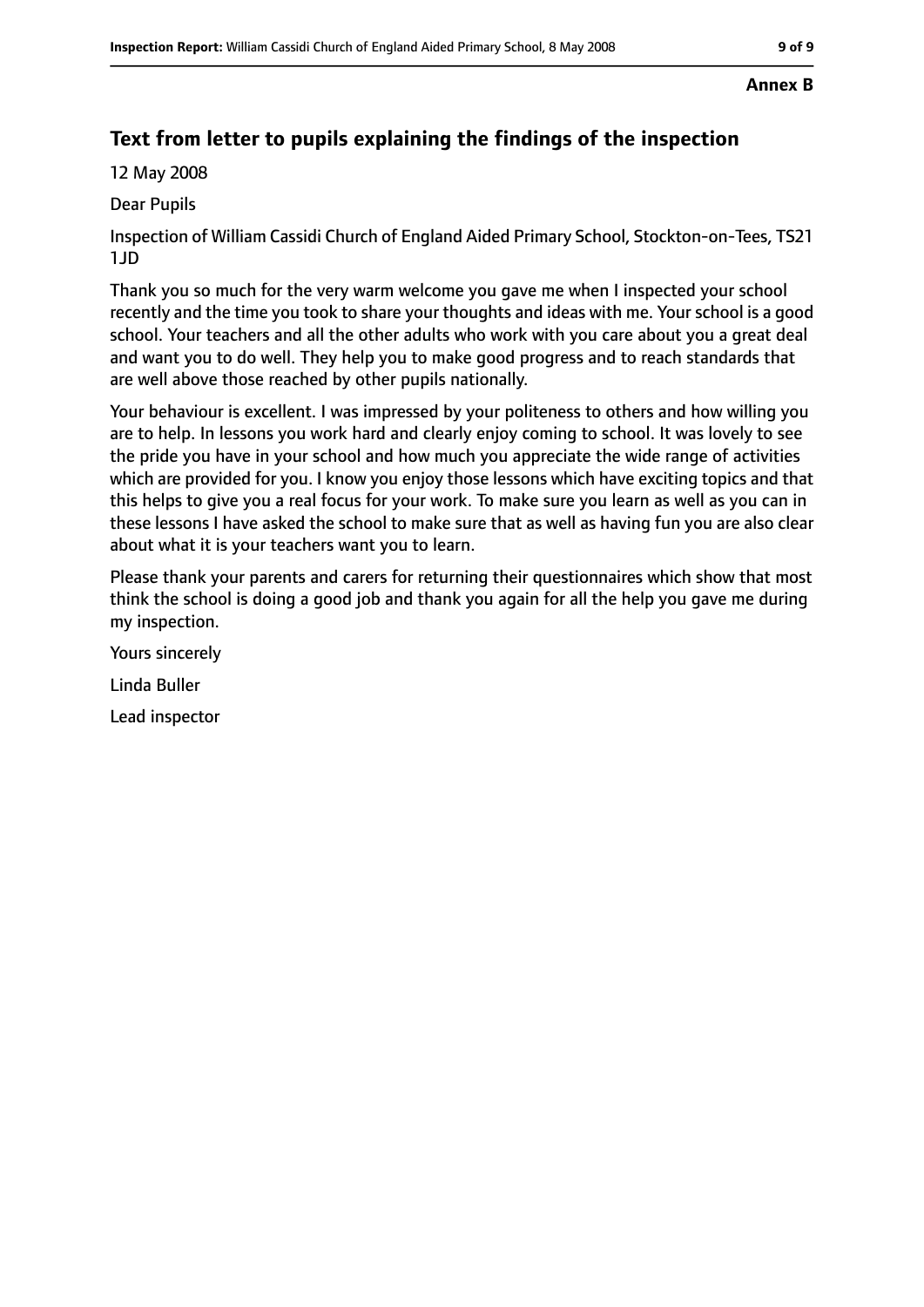**Annex B**

## Text from letter to pupils explaining the findings of the inspection

12 May 2008

Dear Pupils

Inspection of William Cassidi Church of England Aided Primary School, Stockton-on-Tees, TS21 1JD

Thank you so much for the very warm welcome you gave me when I inspected your school recently and the time you took to share your thoughts and ideas with me. Your school is a good school. Your teachers and all the other adults who work with you care about you a great deal and want you to do well. They help you to make good progress and to reach standards that are well above those reached by other pupils nationally.

Your behaviour is excellent. I was impressed by your politeness to others and how willing you are to help. In lessons you work hard and clearly enjoy coming to school. It was lovely to see the pride you have in your school and how much you appreciate the wide range of activities which are provided for you. I know you enjoy those lessons which have exciting topics and that this helps to give you a real focus for your work. To make sure you learn as well as you can in these lessons I have asked the school to make sure that as well as having fun you are also clear about what it is your teachers want you to learn.

Please thank your parents and carers for returning their questionnaires which show that most think the school is doing a good job and thank you again for all the help you gave me during my inspection.

Yours sincerely

Linda Buller

Lead inspector